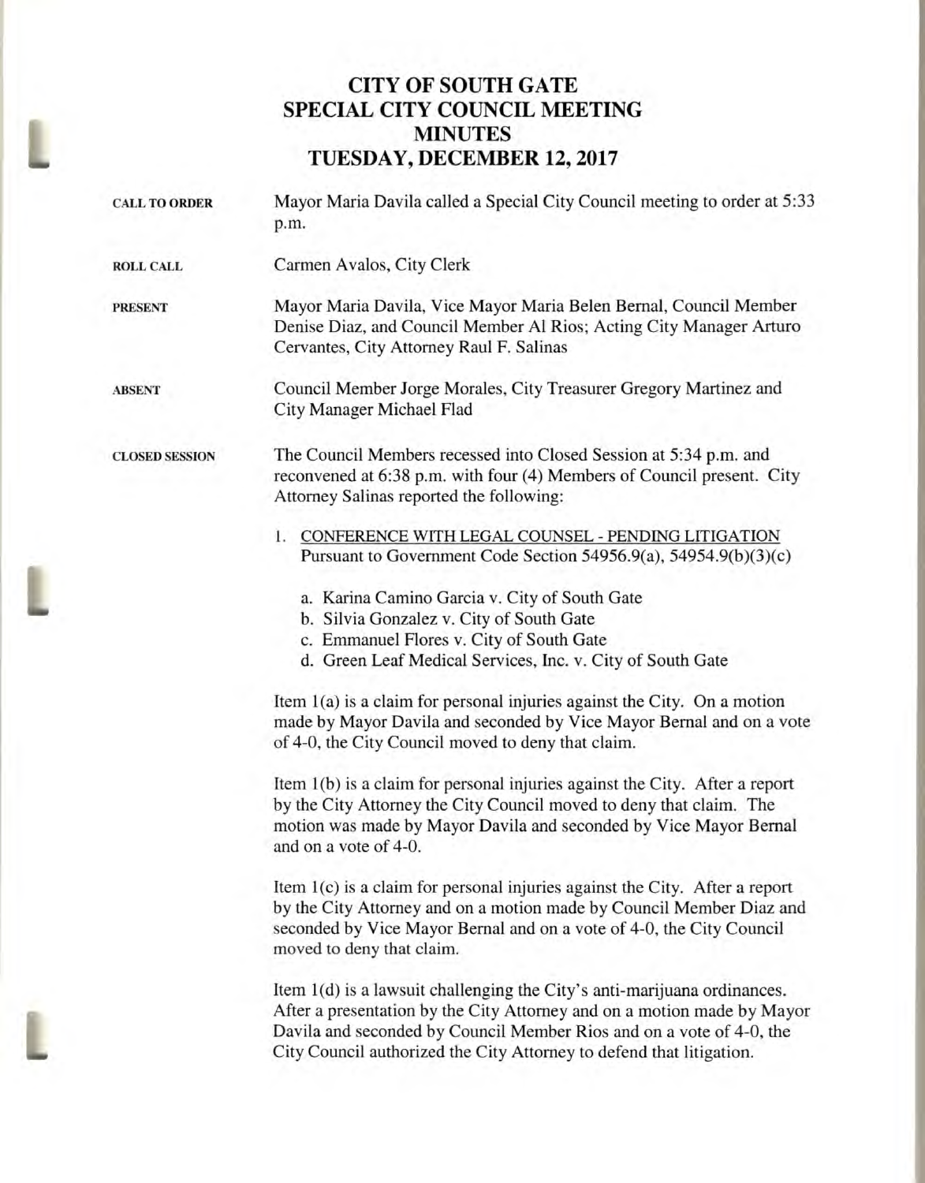# CITY OF SOUTH GATE
# SPECIAL CITY COUNCIL MEETING
# MINUTES
# TUESDAY, DECEMBER 12, 2017

**CALL TO ORDER** Mayor Maria Davila called a Special City Council meeting to order at 5:33 p.m.

**ROLL CALL** Carmen Avalos, City Clerk

**PRESENT** Mayor Maria Davila, Vice Mayor Maria Belen Bernal, Council Member Denise Diaz, and Council Member Al Rios; Acting City Manager Arturo Cervantes, City Attorney Raul F. Salinas

**ABSENT** Council Member Jorge Morales, City Treasurer Gregory Martinez and City Manager Michael Flad

**CLOSED SESSION** The Council Members recessed into Closed Session at 5:34 p.m. and reconvened at 6:38 p.m. with four (4) Members of Council present. City Attorney Salinas reported the following:

1. CONFERENCE WITH LEGAL COUNSEL - PENDING LITIGATION
   Pursuant to Government Code Section 54956.9(a), 54954.9(b)(3)(c)

   a. Karina Camino Garcia v. City of South Gate
   b. Silvia Gonzalez v. City of South Gate
   c. Emmanuel Flores v. City of South Gate
   d. Green Leaf Medical Services, Inc. v. City of South Gate

Item 1(a) is a claim for personal injuries against the City. On a motion made by Mayor Davila and seconded by Vice Mayor Bernal and on a vote of 4-0, the City Council moved to deny that claim.

Item 1(b) is a claim for personal injuries against the City. After a report by the City Attorney the City Council moved to deny that claim. The motion was made by Mayor Davila and seconded by Vice Mayor Bernal and on a vote of 4-0.

Item 1(c) is a claim for personal injuries against the City. After a report by the City Attorney and on a motion made by Council Member Diaz and seconded by Vice Mayor Bernal and on a vote of 4-0, the City Council moved to deny that claim.

Item 1(d) is a lawsuit challenging the City's anti-marijuana ordinances. After a presentation by the City Attorney and on a motion made by Mayor Davila and seconded by Council Member Rios and on a vote of 4-0, the City Council authorized the City Attorney to defend that litigation.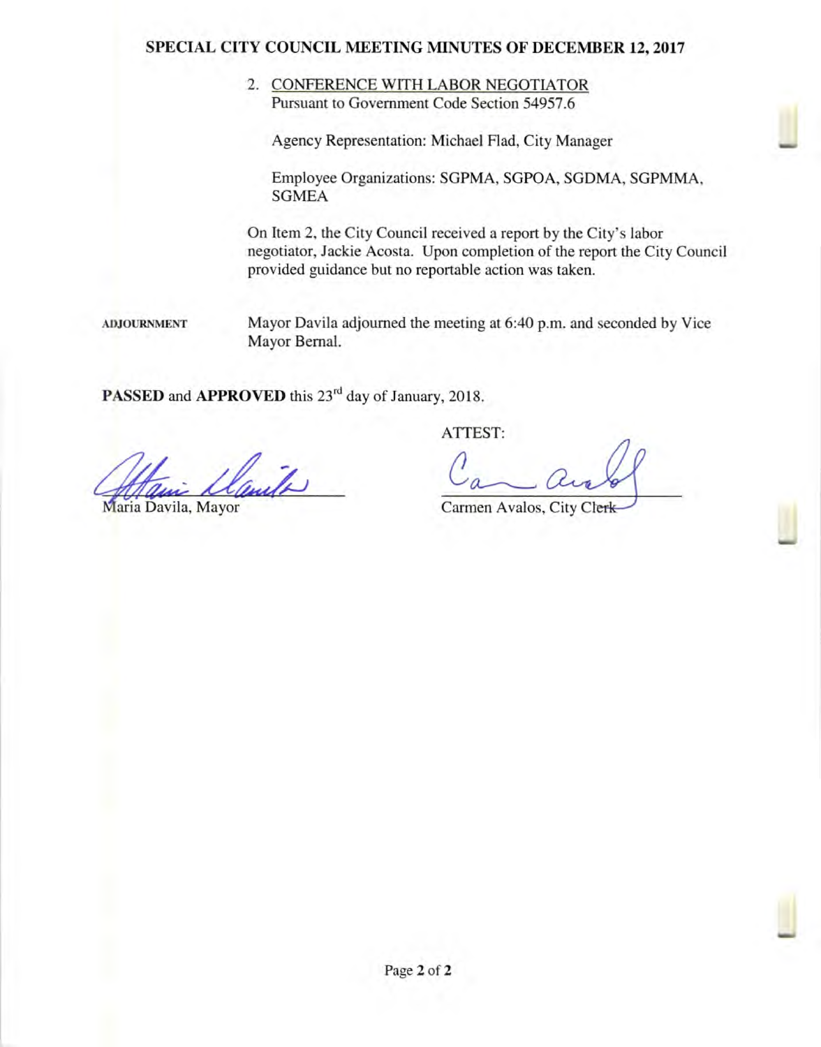2. CONFERENCE WITH LABOR NEGOTIATOR
   Pursuant to Government Code Section 54957.6

   Agency Representation: Michael Flad, City Manager

   Employee Organizations: SGPMA, SGPOA, SGDMA, SGPMMA, SGMEA

On Item 2, the City Council received a report by the City's labor negotiator, Jackie Acosta. Upon completion of the report the City Council provided guidance but no reportable action was taken.

**ADJOURNMENT**

Mayor Davila adjourned the meeting at 6:40 p.m. and seconded by Vice Mayor Bernal.

**PASSED** and **APPROVED** this 23rd day of January, 2018.

Maria Davila, Mayor

ATTEST:

Carmen Avalos, City Clerk